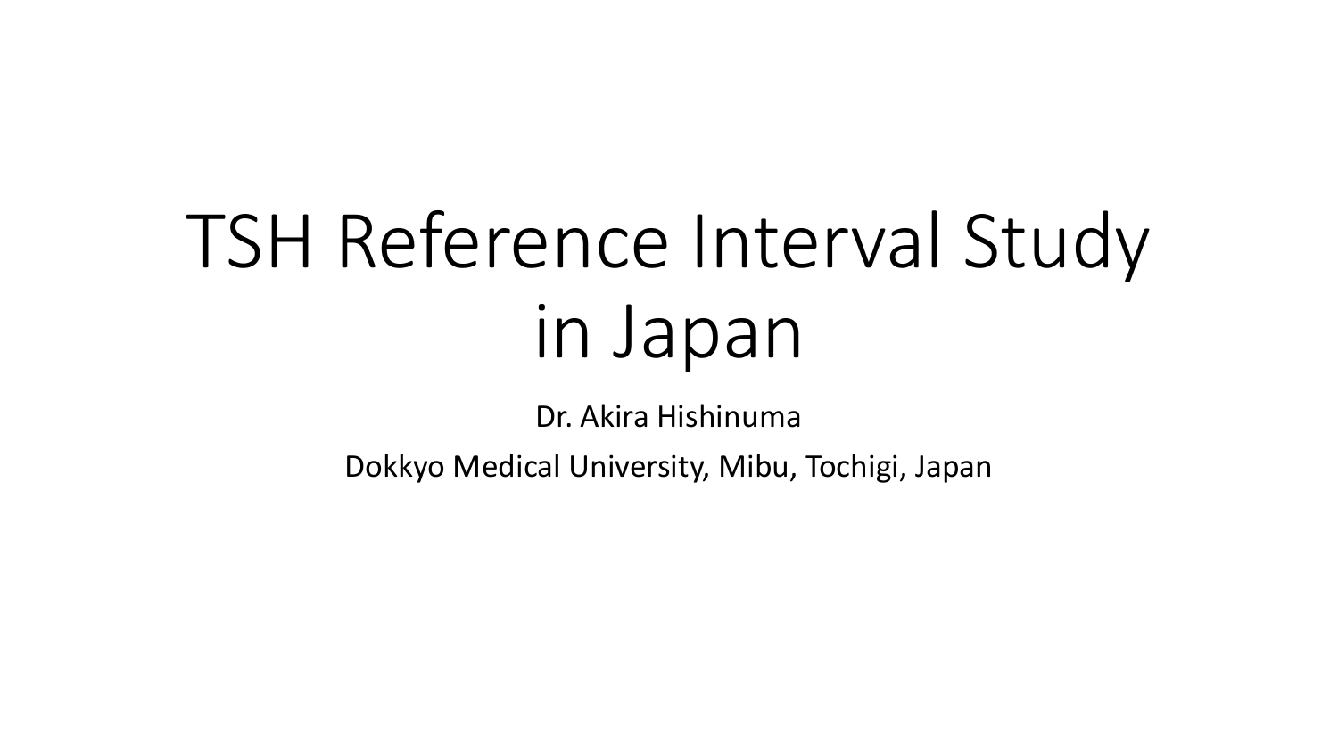# TSH Reference Interval Study in Japan

Dr. Akira Hishinuma

Dokkyo Medical University, Mibu, Tochigi, Japan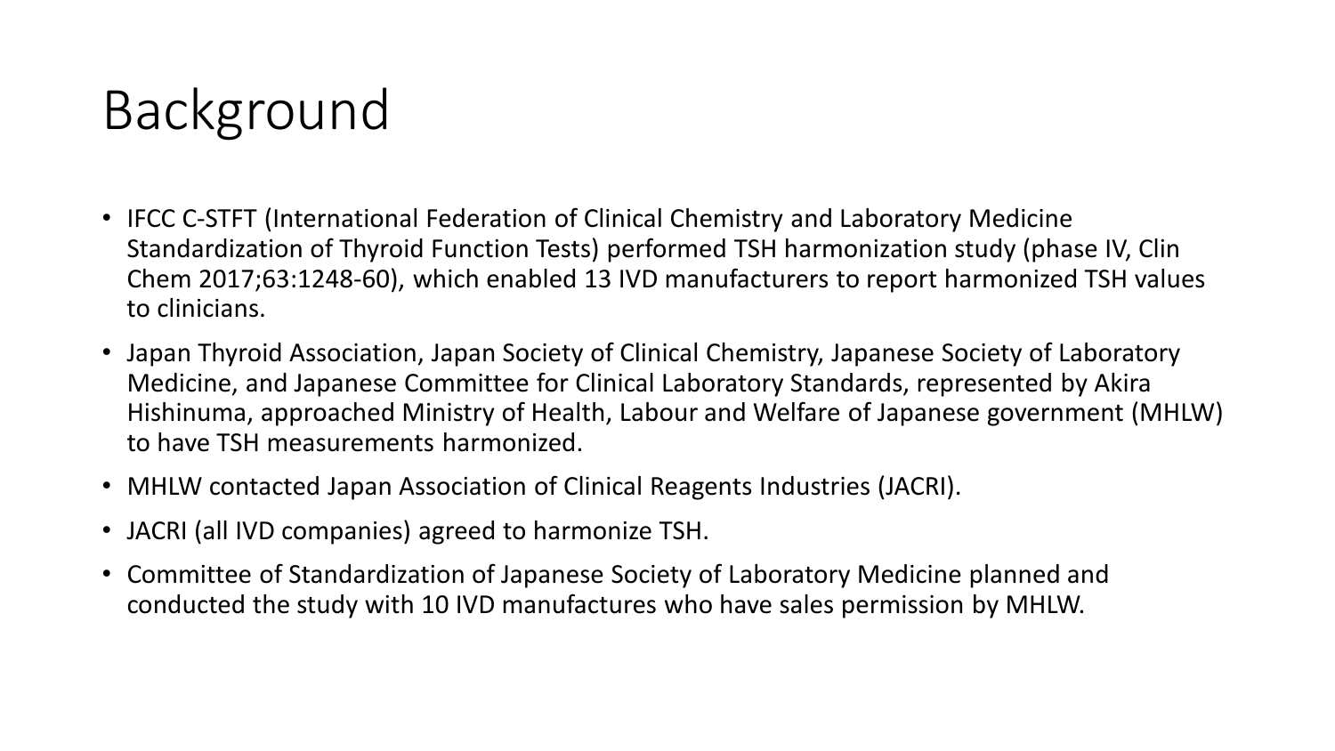# Background

- IFCC C-STFT (International Federation of Clinical Chemistry and Laboratory Medicine Standardization of Thyroid Function Tests) performed TSH harmonization study (phase IV, Clin Chem 2017;63:1248-60), which enabled 13 IVD manufacturers to report harmonized TSH values to clinicians.
- Japan Thyroid Association, Japan Society of Clinical Chemistry, Japanese Society of Laboratory Medicine, and Japanese Committee for Clinical Laboratory Standards, represented by Akira Hishinuma, approached Ministry of Health, Labour and Welfare of Japanese government (MHLW) to have TSH measurements harmonized.
- MHLW contacted Japan Association of Clinical Reagents Industries (JACRI).
- JACRI (all IVD companies) agreed to harmonize TSH.
- Committee of Standardization of Japanese Society of Laboratory Medicine planned and conducted the study with 10 IVD manufactures who have sales permission by MHLW.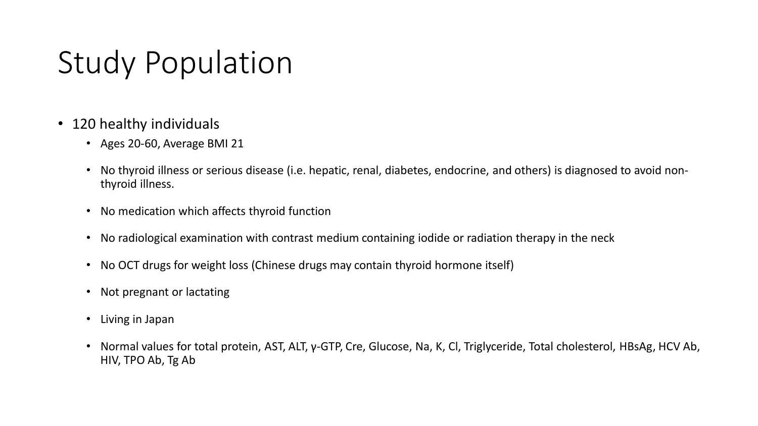# Study Population

- 120 healthy individuals
  - Ages 20-60, Average BMI 21
  - No thyroid illness or serious disease (i.e. hepatic, renal, diabetes, endocrine, and others) is diagnosed to avoid non-thyroid illness.
  - No medication which affects thyroid function
  - No radiological examination with contrast medium containing iodide or radiation therapy in the neck
  - No OCT drugs for weight loss (Chinese drugs may contain thyroid hormone itself)
  - Not pregnant or lactating
  - Living in Japan
  - Normal values for total protein, AST, ALT, γ-GTP, Cre, Glucose, Na, K, Cl, Triglyceride, Total cholesterol, HBsAg, HCV Ab, HIV, TPO Ab, Tg Ab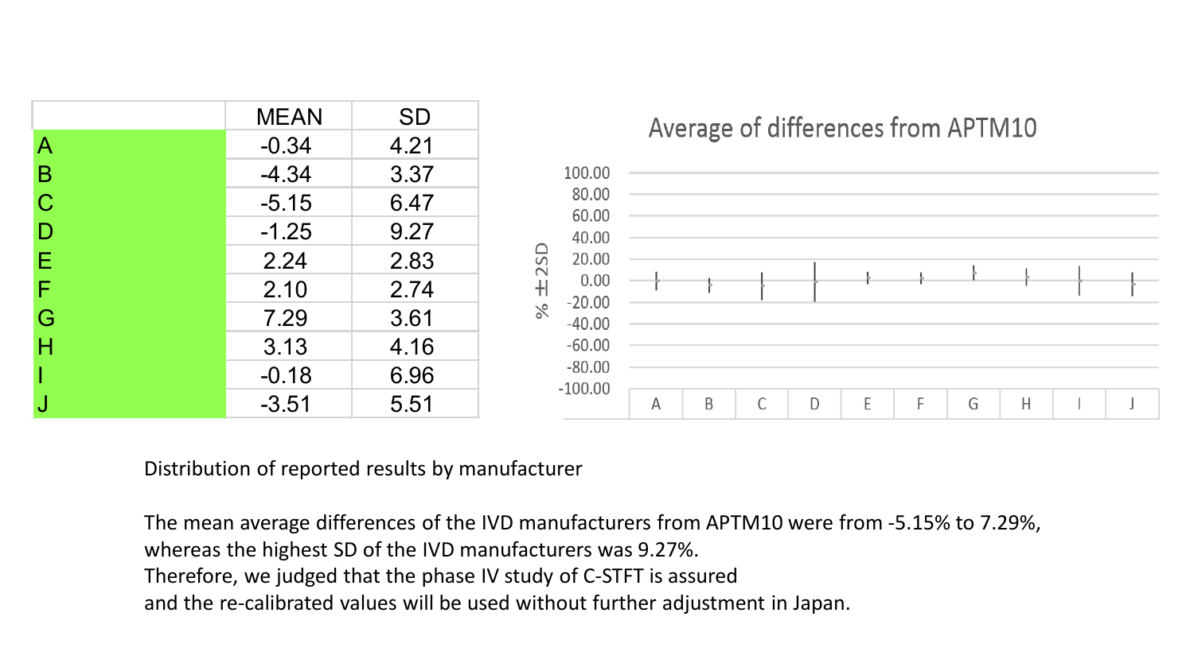|   | MEAN | SD |
|---|---|---|
| A | -0.34 | 4.21 |
| B | -4.34 | 3.37 |
| C | -5.15 | 6.47 |
| D | -1.25 | 9.27 |
| E | 2.24 | 2.83 |
| F | 2.10 | 2.74 |
| G | 7.29 | 3.61 |
| H | 3.13 | 4.16 |
| I | -0.18 | 6.96 |
| J | -3.51 | 5.51 |

Average of differences from APTM10

Distribution of reported results by manufacturer

The mean average differences of the IVD manufacturers from APTM10 were from -5.15% to 7.29%, whereas the highest SD of the IVD manufacturers was 9.27%.
Therefore, we judged that the phase IV study of C-STFT is assured and the re-calibrated values will be used without further adjustment in Japan.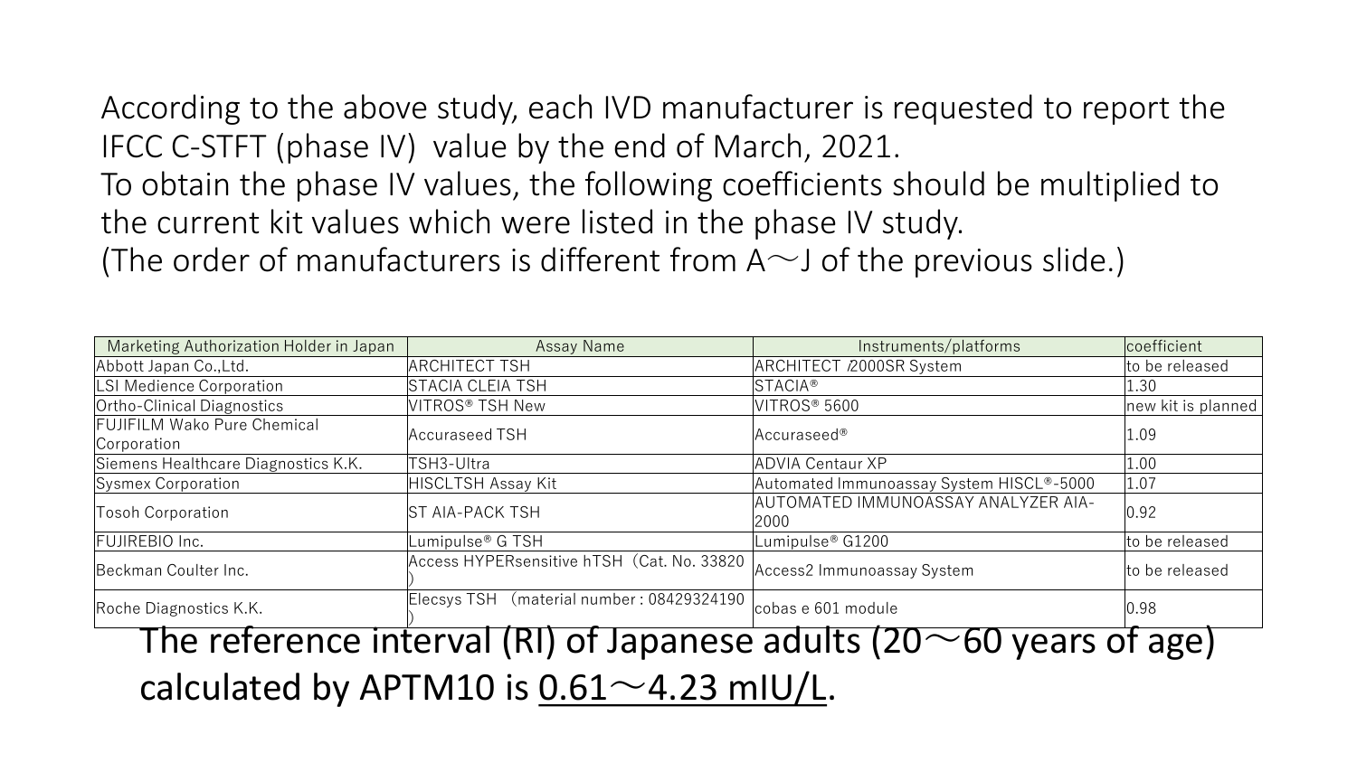According to the above study, each IVD manufacturer is requested to report the IFCC C-STFT (phase IV) value by the end of March, 2021.
To obtain the phase IV values, the following coefficients should be multiplied to the current kit values which were listed in the phase IV study.
(The order of manufacturers is different from A～J of the previous slide.)

| Marketing Authorization Holder in Japan | Assay Name | Instruments/platforms | coefficient |
|---|---|---|---|
| Abbott Japan Co.,Ltd. | ARCHITECT TSH | ARCHITECT i2000SR System | to be released |
| LSI Medience Corporation | STACIA CLEIA TSH | STACIA® | 1.30 |
| Ortho-Clinical Diagnostics | VITROS® TSH New | VITROS® 5600 | new kit is planned |
| FUJIFILM Wako Pure Chemical Corporation | Accuraseed TSH | Accuraseed® | 1.09 |
| Siemens Healthcare Diagnostics K.K. | TSH3-Ultra | ADVIA Centaur XP | 1.00 |
| Sysmex Corporation | HISCLTSH Assay Kit | Automated Immunoassay System HISCL®-5000 | 1.07 |
| Tosoh Corporation | ST AIA-PACK TSH | AUTOMATED IMMUNOASSAY ANALYZER AIA-2000 | 0.92 |
| FUJIREBIO Inc. | Lumipulse® G TSH | Lumipulse® G1200 | to be released |
| Beckman Coulter Inc. | Access HYPERsensitive hTSH（Cat. No. 33820） | Access2 Immunoassay System | to be released |
| Roche Diagnostics K.K. | Elecsys TSH （material number : 08429324190） | cobas e 601 module | 0.98 |

The reference interval (RI) of Japanese adults (20～60 years of age) calculated by APTM10 is 0.61～4.23 mIU/L.